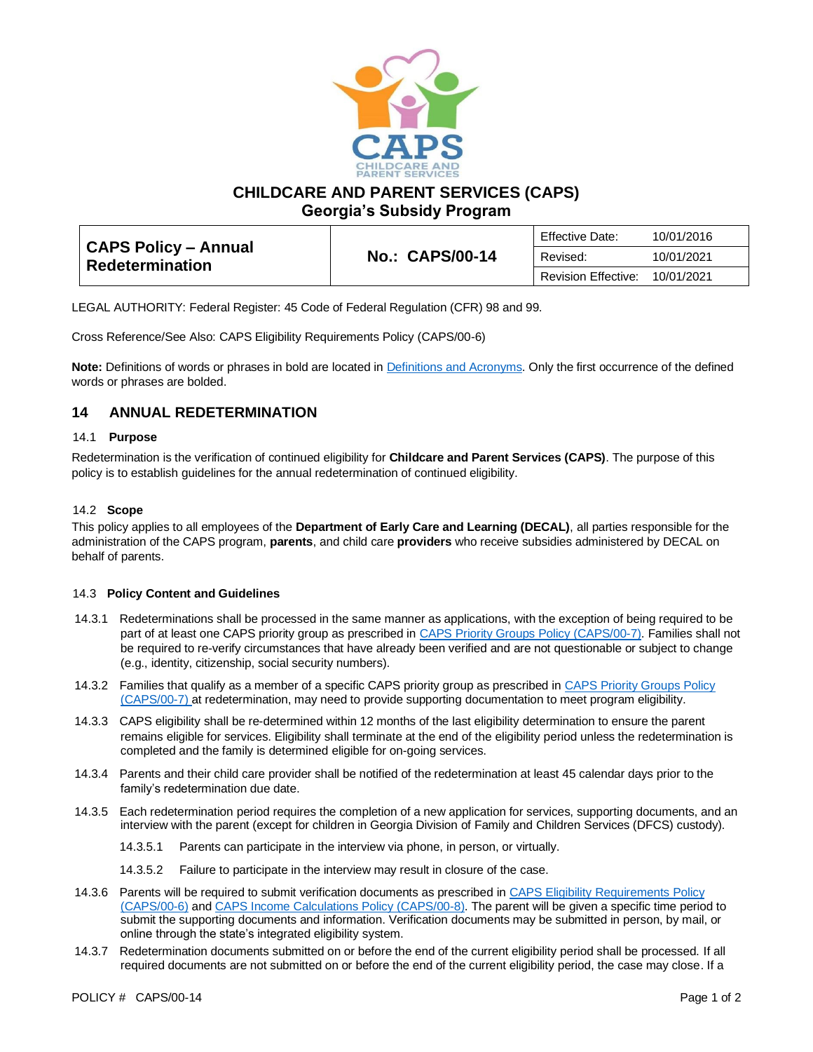# CHILDCARE AND PARENT SERVICES (CAPS)
## Georgia's Subsidy Program

| CAPS Policy – Annual Redetermination | No.: CAPS/00-14 | Effective Date: | 10/01/2016 |
|---|---|---|---|
| | | Revised: | 10/01/2021 |
| | | Revision Effective: | 10/01/2021 |

LEGAL AUTHORITY: Federal Register: 45 Code of Federal Regulation (CFR) 98 and 99.

Cross Reference/See Also: CAPS Eligibility Requirements Policy (CAPS/00-6)

**Note:** Definitions of words or phrases in bold are located in Definitions and Acronyms. Only the first occurrence of the defined words or phrases are bolded.

## 14 ANNUAL REDETERMINATION

### 14.1 Purpose

Redetermination is the verification of continued eligibility for **Childcare and Parent Services (CAPS)**. The purpose of this policy is to establish guidelines for the annual redetermination of continued eligibility.

### 14.2 Scope

This policy applies to all employees of the **Department of Early Care and Learning (DECAL)**, all parties responsible for the administration of the CAPS program, **parents**, and child care **providers** who receive subsidies administered by DECAL on behalf of parents.

### 14.3 Policy Content and Guidelines

14.3.1 Redeterminations shall be processed in the same manner as applications, with the exception of being required to be part of at least one CAPS priority group as prescribed in CAPS Priority Groups Policy (CAPS/00-7). Families shall not be required to re-verify circumstances that have already been verified and are not questionable or subject to change (e.g., identity, citizenship, social security numbers).

14.3.2 Families that qualify as a member of a specific CAPS priority group as prescribed in CAPS Priority Groups Policy (CAPS/00-7) at redetermination, may need to provide supporting documentation to meet program eligibility.

14.3.3 CAPS eligibility shall be re-determined within 12 months of the last eligibility determination to ensure the parent remains eligible for services. Eligibility shall terminate at the end of the eligibility period unless the redetermination is completed and the family is determined eligible for on-going services.

14.3.4 Parents and their child care provider shall be notified of the redetermination at least 45 calendar days prior to the family's redetermination due date.

14.3.5 Each redetermination period requires the completion of a new application for services, supporting documents, and an interview with the parent (except for children in Georgia Division of Family and Children Services (DFCS) custody).

14.3.5.1 Parents can participate in the interview via phone, in person, or virtually.

14.3.5.2 Failure to participate in the interview may result in closure of the case.

14.3.6 Parents will be required to submit verification documents as prescribed in CAPS Eligibility Requirements Policy (CAPS/00-6) and CAPS Income Calculations Policy (CAPS/00-8). The parent will be given a specific time period to submit the supporting documents and information. Verification documents may be submitted in person, by mail, or online through the state's integrated eligibility system.

14.3.7 Redetermination documents submitted on or before the end of the current eligibility period shall be processed. If all required documents are not submitted on or before the end of the current eligibility period, the case may close. If a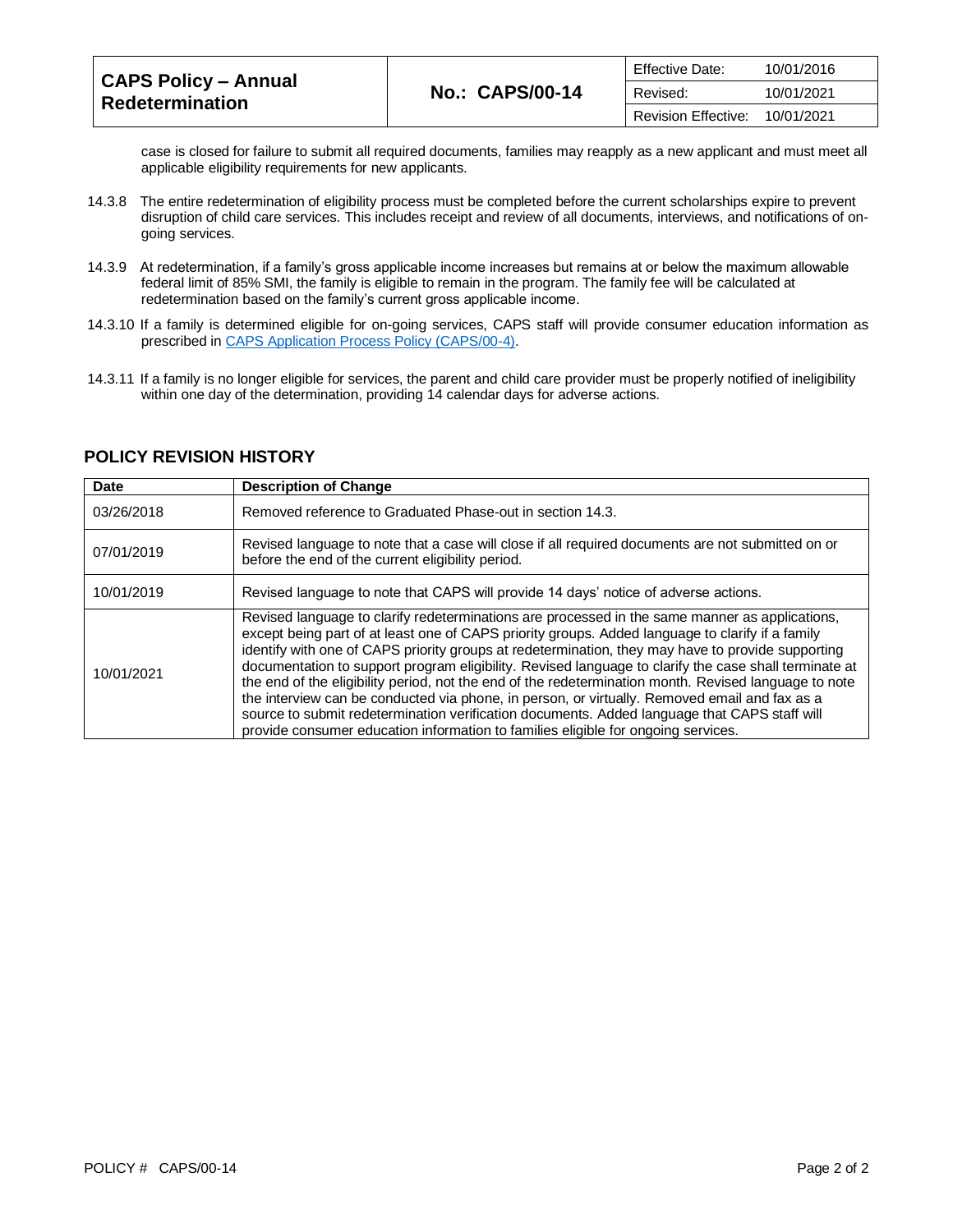case is closed for failure to submit all required documents, families may reapply as a new applicant and must meet all applicable eligibility requirements for new applicants.

14.3.8 The entire redetermination of eligibility process must be completed before the current scholarships expire to prevent disruption of child care services. This includes receipt and review of all documents, interviews, and notifications of on-going services.

14.3.9 At redetermination, if a family's gross applicable income increases but remains at or below the maximum allowable federal limit of 85% SMI, the family is eligible to remain in the program. The family fee will be calculated at redetermination based on the family's current gross applicable income.

14.3.10 If a family is determined eligible for on-going services, CAPS staff will provide consumer education information as prescribed in [CAPS Application Process Policy (CAPS/00-4)].

14.3.11 If a family is no longer eligible for services, the parent and child care provider must be properly notified of ineligibility within one day of the determination, providing 14 calendar days for adverse actions.

## POLICY REVISION HISTORY

| Date | Description of Change |
|---|---|
| 03/26/2018 | Removed reference to Graduated Phase-out in section 14.3. |
| 07/01/2019 | Revised language to note that a case will close if all required documents are not submitted on or before the end of the current eligibility period. |
| 10/01/2019 | Revised language to note that CAPS will provide 14 days' notice of adverse actions. |
| 10/01/2021 | Revised language to clarify redeterminations are processed in the same manner as applications, except being part of at least one of CAPS priority groups. Added language to clarify if a family identify with one of CAPS priority groups at redetermination, they may have to provide supporting documentation to support program eligibility. Revised language to clarify the case shall terminate at the end of the eligibility period, not the end of the redetermination month. Revised language to note the interview can be conducted via phone, in person, or virtually. Removed email and fax as a source to submit redetermination verification documents. Added language that CAPS staff will provide consumer education information to families eligible for ongoing services. |